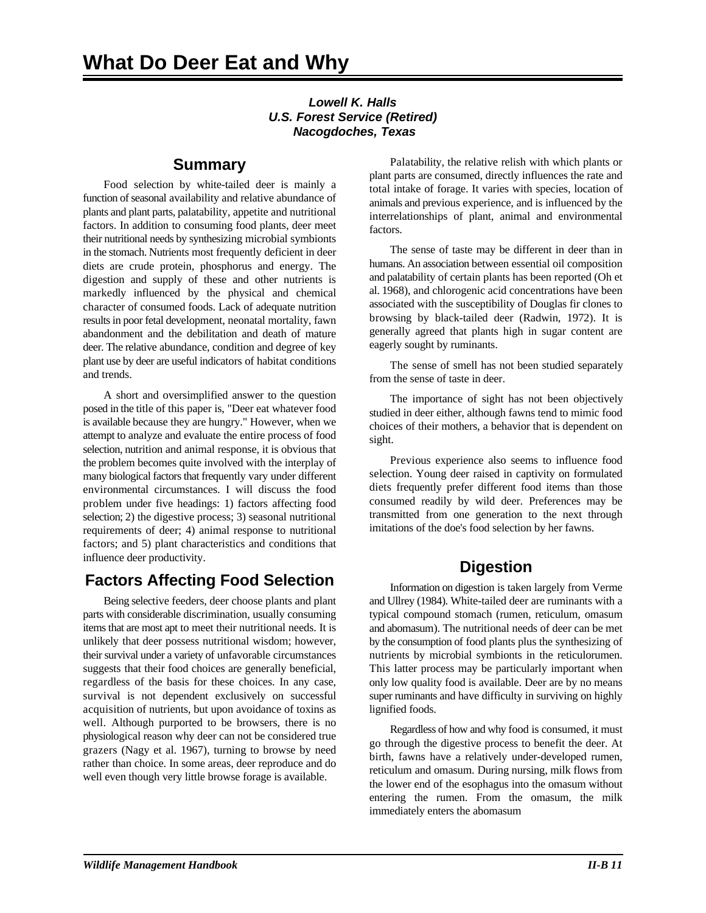# What Do Deer Eat and Why

***Lowell K. Halls***
***U.S. Forest Service (Retired)***
***Nacogdoches, Texas***

## Summary

Food selection by white-tailed deer is mainly a function of seasonal availability and relative abundance of plants and plant parts, palatability, appetite and nutritional factors. In addition to consuming food plants, deer meet their nutritional needs by synthesizing microbial symbionts in the stomach. Nutrients most frequently deficient in deer diets are crude protein, phosphorus and energy. The digestion and supply of these and other nutrients is markedly influenced by the physical and chemical character of consumed foods. Lack of adequate nutrition results in poor fetal development, neonatal mortality, fawn abandonment and the debilitation and death of mature deer. The relative abundance, condition and degree of key plant use by deer are useful indicators of habitat conditions and trends.

A short and oversimplified answer to the question posed in the title of this paper is, "Deer eat whatever food is available because they are hungry." However, when we attempt to analyze and evaluate the entire process of food selection, nutrition and animal response, it is obvious that the problem becomes quite involved with the interplay of many biological factors that frequently vary under different environmental circumstances. I will discuss the food problem under five headings: 1) factors affecting food selection; 2) the digestive process; 3) seasonal nutritional requirements of deer; 4) animal response to nutritional factors; and 5) plant characteristics and conditions that influence deer productivity.

## Factors Affecting Food Selection

Being selective feeders, deer choose plants and plant parts with considerable discrimination, usually consuming items that are most apt to meet their nutritional needs. It is unlikely that deer possess nutritional wisdom; however, their survival under a variety of unfavorable circumstances suggests that their food choices are generally beneficial, regardless of the basis for these choices. In any case, survival is not dependent exclusively on successful acquisition of nutrients, but upon avoidance of toxins as well. Although purported to be browsers, there is no physiological reason why deer can not be considered true grazers (Nagy et al. 1967), turning to browse by need rather than choice. In some areas, deer reproduce and do well even though very little browse forage is available.

Palatability, the relative relish with which plants or plant parts are consumed, directly influences the rate and total intake of forage. It varies with species, location of animals and previous experience, and is influenced by the interrelationships of plant, animal and environmental factors.

The sense of taste may be different in deer than in humans. An association between essential oil composition and palatability of certain plants has been reported (Oh et al. 1968), and chlorogenic acid concentrations have been associated with the susceptibility of Douglas fir clones to browsing by black-tailed deer (Radwin, 1972). It is generally agreed that plants high in sugar content are eagerly sought by ruminants.

The sense of smell has not been studied separately from the sense of taste in deer.

The importance of sight has not been objectively studied in deer either, although fawns tend to mimic food choices of their mothers, a behavior that is dependent on sight.

Previous experience also seems to influence food selection. Young deer raised in captivity on formulated diets frequently prefer different food items than those consumed readily by wild deer. Preferences may be transmitted from one generation to the next through imitations of the doe's food selection by her fawns.

## Digestion

Information on digestion is taken largely from Verme and Ullrey (1984). White-tailed deer are ruminants with a typical compound stomach (rumen, reticulum, omasum and abomasum). The nutritional needs of deer can be met by the consumption of food plants plus the synthesizing of nutrients by microbial symbionts in the reticulorumen. This latter process may be particularly important when only low quality food is available. Deer are by no means super ruminants and have difficulty in surviving on highly lignified foods.

Regardless of how and why food is consumed, it must go through the digestive process to benefit the deer. At birth, fawns have a relatively under-developed rumen, reticulum and omasum. During nursing, milk flows from the lower end of the esophagus into the omasum without entering the rumen. From the omasum, the milk immediately enters the abomasum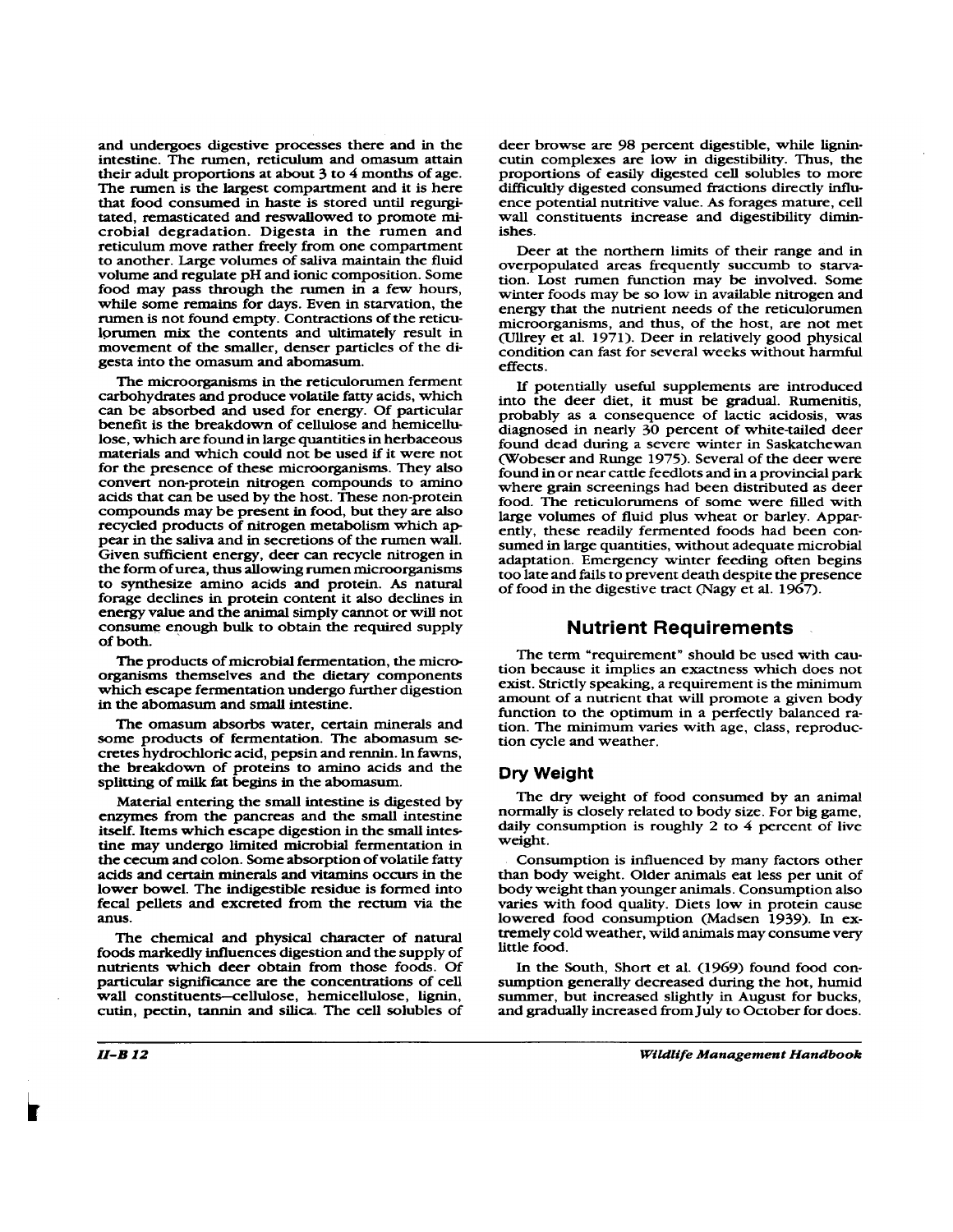and undergoes digestive processes there and in the intestine. The rumen, reticulum and omasum attain their adult proportions at about 3 to 4 months of age. The rumen is the largest compartment and it is here that food consumed in haste is stored until regurgitated, remasticated and reswallowed to promote microbial degradation. Digesta in the rumen and reticulum move rather freely from one compartment to another. Large volumes of saliva maintain the fluid volume and regulate pH and ionic composition. Some food may pass through the rumen in a few hours, while some remains for days. Even in starvation, the rumen is not found empty. Contractions of the reticulorumen mix the contents and ultimately result in movement of the smaller, denser particles of the digesta into the omasum and abomasum.

The microorganisms in the reticulorumen ferment carbohydrates and produce volatile fatty acids, which can be absorbed and used for energy. Of particular benefit is the breakdown of cellulose and hemicellulose, which are found in large quantities in herbaceous materials and which could not be used if it were not for the presence of these microorganisms. They also convert non-protein nitrogen compounds to amino acids that can be used by the host. These non-protein compounds may be present in food, but they are also recycled products of nitrogen metabolism which appear in the saliva and in secretions of the rumen wall. Given sufficient energy, deer can recycle nitrogen in the form of urea, thus allowing rumen microorganisms to synthesize amino acids and protein. As natural forage declines in protein content it also declines in energy value and the animal simply cannot or will not consume enough bulk to obtain the required supply of both.

The products of microbial fermentation, the microorganisms themselves and the dietary components which escape fermentation undergo further digestion in the abomasum and small intestine.

The omasum absorbs water, certain minerals and some products of fermentation. The abomasum secretes hydrochloric acid, pepsin and rennin. In fawns, the breakdown of proteins to amino acids and the splitting of milk fat begins in the abomasum.

Material entering the small intestine is digested by enzymes from the pancreas and the small intestine itself. Items which escape digestion in the small intestine may undergo limited microbial fermentation in the cecum and colon. Some absorption of volatile fatty acids and certain minerals and vitamins occurs in the lower bowel. The indigestible residue is formed into fecal pellets and excreted from the rectum via the anus.

The chemical and physical character of natural foods markedly influences digestion and the supply of nutrients which deer obtain from those foods. Of particular significance are the concentrations of cell wall constituents—cellulose, hemicellulose, lignin, cutin, pectin, tannin and silica. The cell solubles of deer browse are 98 percent digestible, while lignin-cutin complexes are low in digestibility. Thus, the proportions of easily digested cell solubles to more difficultly digested consumed fractions directly influence potential nutritive value. As forages mature, cell wall constituents increase and digestibility diminishes.

Deer at the northern limits of their range and in overpopulated areas frequently succumb to starvation. Lost rumen function may be involved. Some winter foods may be so low in available nitrogen and energy that the nutrient needs of the reticulorumen microorganisms, and thus, of the host, are not met (Ullrey et al. 1971). Deer in relatively good physical condition can fast for several weeks without harmful effects.

If potentially useful supplements are introduced into the deer diet, it must be gradual. Rumenitis, probably as a consequence of lactic acidosis, was diagnosed in nearly 30 percent of white-tailed deer found dead during a severe winter in Saskatchewan (Wobeser and Runge 1975). Several of the deer were found in or near cattle feedlots and in a provincial park where grain screenings had been distributed as deer food. The reticulorumens of some were filled with large volumes of fluid plus wheat or barley. Apparently, these readily fermented foods had been consumed in large quantities, without adequate microbial adaptation. Emergency winter feeding often begins too late and fails to prevent death despite the presence of food in the digestive tract (Nagy et al. 1967).

## Nutrient Requirements

The term "requirement" should be used with caution because it implies an exactness which does not exist. Strictly speaking, a requirement is the minimum amount of a nutrient that will promote a given body function to the optimum in a perfectly balanced ration. The minimum varies with age, class, reproduction cycle and weather.

### Dry Weight

The dry weight of food consumed by an animal normally is closely related to body size. For big game, daily consumption is roughly 2 to 4 percent of live weight.

Consumption is influenced by many factors other than body weight. Older animals eat less per unit of body weight than younger animals. Consumption also varies with food quality. Diets low in protein cause lowered food consumption (Madsen 1939). In extremely cold weather, wild animals may consume very little food.

In the South, Short et al. (1969) found food consumption generally decreased during the hot, humid summer, but increased slightly in August for bucks, and gradually increased from July to October for does.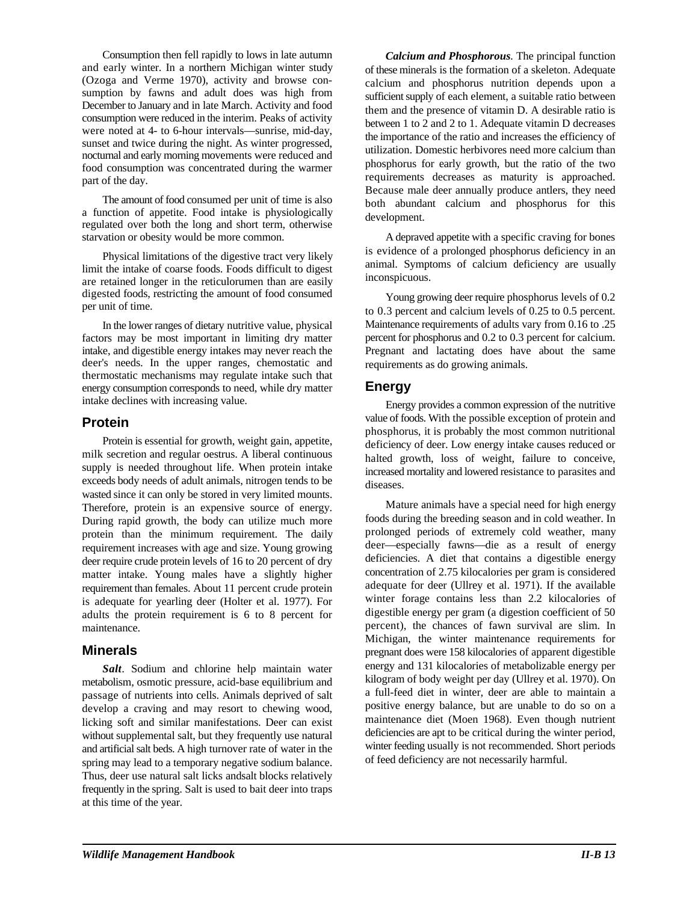Consumption then fell rapidly to lows in late autumn and early winter. In a northern Michigan winter study (Ozoga and Verme 1970), activity and browse consumption by fawns and adult does was high from December to January and in late March. Activity and food consumption were reduced in the interim. Peaks of activity were noted at 4- to 6-hour intervals—sunrise, mid-day, sunset and twice during the night. As winter progressed, nocturnal and early morning movements were reduced and food consumption was concentrated during the warmer part of the day.

The amount of food consumed per unit of time is also a function of appetite. Food intake is physiologically regulated over both the long and short term, otherwise starvation or obesity would be more common.

Physical limitations of the digestive tract very likely limit the intake of coarse foods. Foods difficult to digest are retained longer in the reticulorumen than are easily digested foods, restricting the amount of food consumed per unit of time.

In the lower ranges of dietary nutritive value, physical factors may be most important in limiting dry matter intake, and digestible energy intakes may never reach the deer's needs. In the upper ranges, chemostatic and thermostatic mechanisms may regulate intake such that energy consumption corresponds to need, while dry matter intake declines with increasing value.

## Protein

Protein is essential for growth, weight gain, appetite, milk secretion and regular oestrus. A liberal continuous supply is needed throughout life. When protein intake exceeds body needs of adult animals, nitrogen tends to be wasted since it can only be stored in very limited mounts. Therefore, protein is an expensive source of energy. During rapid growth, the body can utilize much more protein than the minimum requirement. The daily requirement increases with age and size. Young growing deer require crude protein levels of 16 to 20 percent of dry matter intake. Young males have a slightly higher requirement than females. About 11 percent crude protein is adequate for yearling deer (Holter et al. 1977). For adults the protein requirement is 6 to 8 percent for maintenance.

## Minerals

***Salt***. Sodium and chlorine help maintain water metabolism, osmotic pressure, acid-base equilibrium and passage of nutrients into cells. Animals deprived of salt develop a craving and may resort to chewing wood, licking soft and similar manifestations. Deer can exist without supplemental salt, but they frequently use natural and artificial salt beds. A high turnover rate of water in the spring may lead to a temporary negative sodium balance. Thus, deer use natural salt licks andsalt blocks relatively frequently in the spring. Salt is used to bait deer into traps at this time of the year.

***Calcium and Phosphorous***. The principal function of these minerals is the formation of a skeleton. Adequate calcium and phosphorus nutrition depends upon a sufficient supply of each element, a suitable ratio between them and the presence of vitamin D. A desirable ratio is between 1 to 2 and 2 to 1. Adequate vitamin D decreases the importance of the ratio and increases the efficiency of utilization. Domestic herbivores need more calcium than phosphorus for early growth, but the ratio of the two requirements decreases as maturity is approached. Because male deer annually produce antlers, they need both abundant calcium and phosphorus for this development.

A depraved appetite with a specific craving for bones is evidence of a prolonged phosphorus deficiency in an animal. Symptoms of calcium deficiency are usually inconspicuous.

Young growing deer require phosphorus levels of 0.2 to 0.3 percent and calcium levels of 0.25 to 0.5 percent. Maintenance requirements of adults vary from 0.16 to .25 percent for phosphorus and 0.2 to 0.3 percent for calcium. Pregnant and lactating does have about the same requirements as do growing animals.

## Energy

Energy provides a common expression of the nutritive value of foods. With the possible exception of protein and phosphorus, it is probably the most common nutritional deficiency of deer. Low energy intake causes reduced or halted growth, loss of weight, failure to conceive, increased mortality and lowered resistance to parasites and diseases.

Mature animals have a special need for high energy foods during the breeding season and in cold weather. In prolonged periods of extremely cold weather, many deer—especially fawns—die as a result of energy deficiencies. A diet that contains a digestible energy concentration of 2.75 kilocalories per gram is considered adequate for deer (Ullrey et al. 1971). If the available winter forage contains less than 2.2 kilocalories of digestible energy per gram (a digestion coefficient of 50 percent), the chances of fawn survival are slim. In Michigan, the winter maintenance requirements for pregnant does were 158 kilocalories of apparent digestible energy and 131 kilocalories of metabolizable energy per kilogram of body weight per day (Ullrey et al. 1970). On a full-feed diet in winter, deer are able to maintain a positive energy balance, but are unable to do so on a maintenance diet (Moen 1968). Even though nutrient deficiencies are apt to be critical during the winter period, winter feeding usually is not recommended. Short periods of feed deficiency are not necessarily harmful.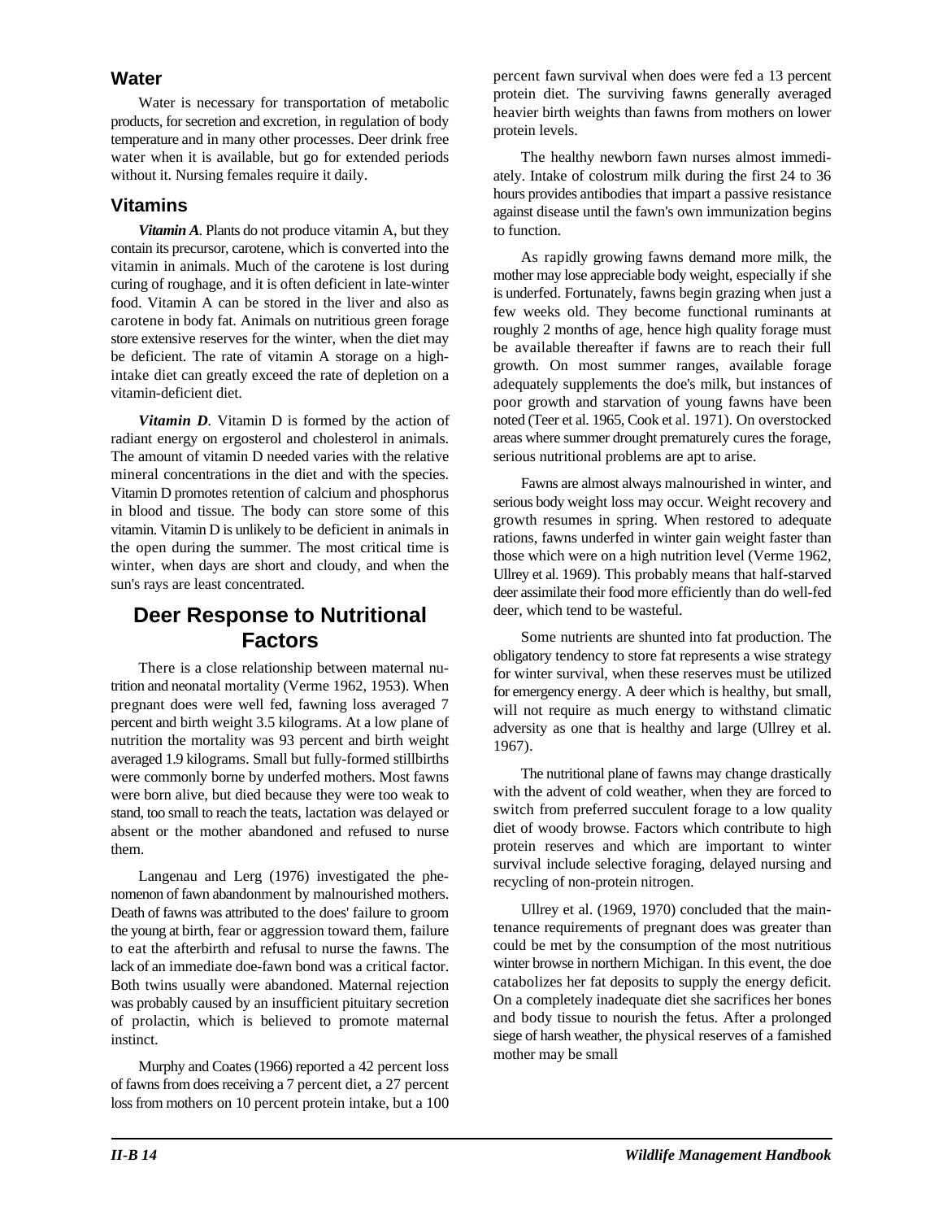## Water

Water is necessary for transportation of metabolic products, for secretion and excretion, in regulation of body temperature and in many other processes. Deer drink free water when it is available, but go for extended periods without it. Nursing females require it daily.

## Vitamins

***Vitamin A***. Plants do not produce vitamin A, but they contain its precursor, carotene, which is converted into the vitamin in animals. Much of the carotene is lost during curing of roughage, and it is often deficient in late-winter food. Vitamin A can be stored in the liver and also as carotene in body fat. Animals on nutritious green forage store extensive reserves for the winter, when the diet may be deficient. The rate of vitamin A storage on a high-intake diet can greatly exceed the rate of depletion on a vitamin-deficient diet.

***Vitamin D***. Vitamin D is formed by the action of radiant energy on ergosterol and cholesterol in animals. The amount of vitamin D needed varies with the relative mineral concentrations in the diet and with the species. Vitamin D promotes retention of calcium and phosphorus in blood and tissue. The body can store some of this vitamin. Vitamin D is unlikely to be deficient in animals in the open during the summer. The most critical time is winter, when days are short and cloudy, and when the sun's rays are least concentrated.

# Deer Response to Nutritional Factors

There is a close relationship between maternal nutrition and neonatal mortality (Verme 1962, 1953). When pregnant does were well fed, fawning loss averaged 7 percent and birth weight 3.5 kilograms. At a low plane of nutrition the mortality was 93 percent and birth weight averaged 1.9 kilograms. Small but fully-formed stillbirths were commonly borne by underfed mothers. Most fawns were born alive, but died because they were too weak to stand, too small to reach the teats, lactation was delayed or absent or the mother abandoned and refused to nurse them.

Langenau and Lerg (1976) investigated the phenomenon of fawn abandonment by malnourished mothers. Death of fawns was attributed to the does' failure to groom the young at birth, fear or aggression toward them, failure to eat the afterbirth and refusal to nurse the fawns. The lack of an immediate doe-fawn bond was a critical factor. Both twins usually were abandoned. Maternal rejection was probably caused by an insufficient pituitary secretion of prolactin, which is believed to promote maternal instinct.

Murphy and Coates (1966) reported a 42 percent loss of fawns from does receiving a 7 percent diet, a 27 percent loss from mothers on 10 percent protein intake, but a 100 percent fawn survival when does were fed a 13 percent protein diet. The surviving fawns generally averaged heavier birth weights than fawns from mothers on lower protein levels.

The healthy newborn fawn nurses almost immediately. Intake of colostrum milk during the first 24 to 36 hours provides antibodies that impart a passive resistance against disease until the fawn's own immunization begins to function.

As rapidly growing fawns demand more milk, the mother may lose appreciable body weight, especially if she is underfed. Fortunately, fawns begin grazing when just a few weeks old. They become functional ruminants at roughly 2 months of age, hence high quality forage must be available thereafter if fawns are to reach their full growth. On most summer ranges, available forage adequately supplements the doe's milk, but instances of poor growth and starvation of young fawns have been noted (Teer et al. 1965, Cook et al. 1971). On overstocked areas where summer drought prematurely cures the forage, serious nutritional problems are apt to arise.

Fawns are almost always malnourished in winter, and serious body weight loss may occur. Weight recovery and growth resumes in spring. When restored to adequate rations, fawns underfed in winter gain weight faster than those which were on a high nutrition level (Verme 1962, Ullrey et al. 1969). This probably means that half-starved deer assimilate their food more efficiently than do well-fed deer, which tend to be wasteful.

Some nutrients are shunted into fat production. The obligatory tendency to store fat represents a wise strategy for winter survival, when these reserves must be utilized for emergency energy. A deer which is healthy, but small, will not require as much energy to withstand climatic adversity as one that is healthy and large (Ullrey et al. 1967).

The nutritional plane of fawns may change drastically with the advent of cold weather, when they are forced to switch from preferred succulent forage to a low quality diet of woody browse. Factors which contribute to high protein reserves and which are important to winter survival include selective foraging, delayed nursing and recycling of non-protein nitrogen.

Ullrey et al. (1969, 1970) concluded that the maintenance requirements of pregnant does was greater than could be met by the consumption of the most nutritious winter browse in northern Michigan. In this event, the doe catabolizes her fat deposits to supply the energy deficit. On a completely inadequate diet she sacrifices her bones and body tissue to nourish the fetus. After a prolonged siege of harsh weather, the physical reserves of a famished mother may be small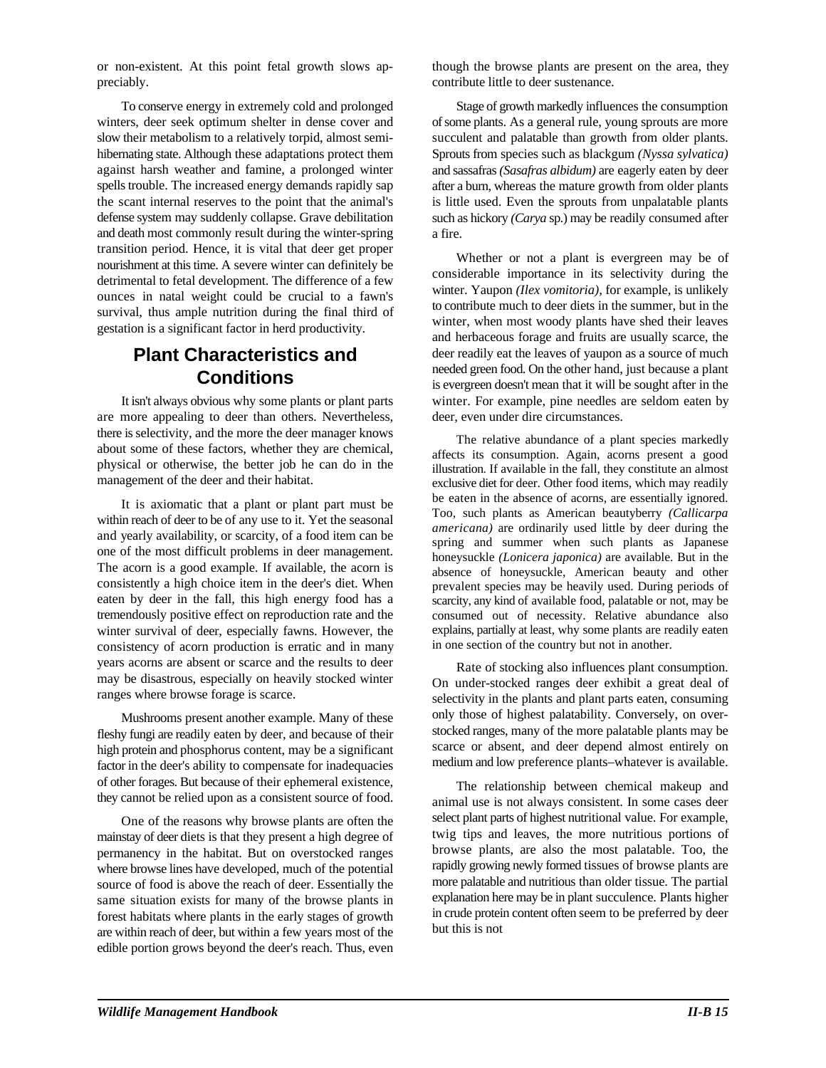or non-existent. At this point fetal growth slows appreciably.

To conserve energy in extremely cold and prolonged winters, deer seek optimum shelter in dense cover and slow their metabolism to a relatively torpid, almost semi-hibernating state. Although these adaptations protect them against harsh weather and famine, a prolonged winter spells trouble. The increased energy demands rapidly sap the scant internal reserves to the point that the animal's defense system may suddenly collapse. Grave debilitation and death most commonly result during the winter-spring transition period. Hence, it is vital that deer get proper nourishment at this time. A severe winter can definitely be detrimental to fetal development. The difference of a few ounces in natal weight could be crucial to a fawn's survival, thus ample nutrition during the final third of gestation is a significant factor in herd productivity.

## Plant Characteristics and Conditions

It isn't always obvious why some plants or plant parts are more appealing to deer than others. Nevertheless, there is selectivity, and the more the deer manager knows about some of these factors, whether they are chemical, physical or otherwise, the better job he can do in the management of the deer and their habitat.

It is axiomatic that a plant or plant part must be within reach of deer to be of any use to it. Yet the seasonal and yearly availability, or scarcity, of a food item can be one of the most difficult problems in deer management. The acorn is a good example. If available, the acorn is consistently a high choice item in the deer's diet. When eaten by deer in the fall, this high energy food has a tremendously positive effect on reproduction rate and the winter survival of deer, especially fawns. However, the consistency of acorn production is erratic and in many years acorns are absent or scarce and the results to deer may be disastrous, especially on heavily stocked winter ranges where browse forage is scarce.

Mushrooms present another example. Many of these fleshy fungi are readily eaten by deer, and because of their high protein and phosphorus content, may be a significant factor in the deer's ability to compensate for inadequacies of other forages. But because of their ephemeral existence, they cannot be relied upon as a consistent source of food.

One of the reasons why browse plants are often the mainstay of deer diets is that they present a high degree of permanency in the habitat. But on overstocked ranges where browse lines have developed, much of the potential source of food is above the reach of deer. Essentially the same situation exists for many of the browse plants in forest habitats where plants in the early stages of growth are within reach of deer, but within a few years most of the edible portion grows beyond the deer's reach. Thus, even though the browse plants are present on the area, they contribute little to deer sustenance.

Stage of growth markedly influences the consumption of some plants. As a general rule, young sprouts are more succulent and palatable than growth from older plants. Sprouts from species such as blackgum *(Nyssa sylvatica)* and sassafras *(Sasafras albidum)* are eagerly eaten by deer after a burn, whereas the mature growth from older plants is little used. Even the sprouts from unpalatable plants such as hickory *(Carya* sp.) may be readily consumed after a fire.

Whether or not a plant is evergreen may be of considerable importance in its selectivity during the winter. Yaupon *(Ilex vomitoria)*, for example, is unlikely to contribute much to deer diets in the summer, but in the winter, when most woody plants have shed their leaves and herbaceous forage and fruits are usually scarce, the deer readily eat the leaves of yaupon as a source of much needed green food. On the other hand, just because a plant is evergreen doesn't mean that it will be sought after in the winter. For example, pine needles are seldom eaten by deer, even under dire circumstances.

The relative abundance of a plant species markedly affects its consumption. Again, acorns present a good illustration. If available in the fall, they constitute an almost exclusive diet for deer. Other food items, which may readily be eaten in the absence of acorns, are essentially ignored. Too, such plants as American beautyberry *(Callicarpa americana)* are ordinarily used little by deer during the spring and summer when such plants as Japanese honeysuckle *(Lonicera japonica)* are available. But in the absence of honeysuckle, American beauty and other prevalent species may be heavily used. During periods of scarcity, any kind of available food, palatable or not, may be consumed out of necessity. Relative abundance also explains, partially at least, why some plants are readily eaten in one section of the country but not in another.

Rate of stocking also influences plant consumption. On under-stocked ranges deer exhibit a great deal of selectivity in the plants and plant parts eaten, consuming only those of highest palatability. Conversely, on over-stocked ranges, many of the more palatable plants may be scarce or absent, and deer depend almost entirely on medium and low preference plants–whatever is available.

The relationship between chemical makeup and animal use is not always consistent. In some cases deer select plant parts of highest nutritional value. For example, twig tips and leaves, the more nutritious portions of browse plants, are also the most palatable. Too, the rapidly growing newly formed tissues of browse plants are more palatable and nutritious than older tissue. The partial explanation here may be in plant succulence. Plants higher in crude protein content often seem to be preferred by deer but this is not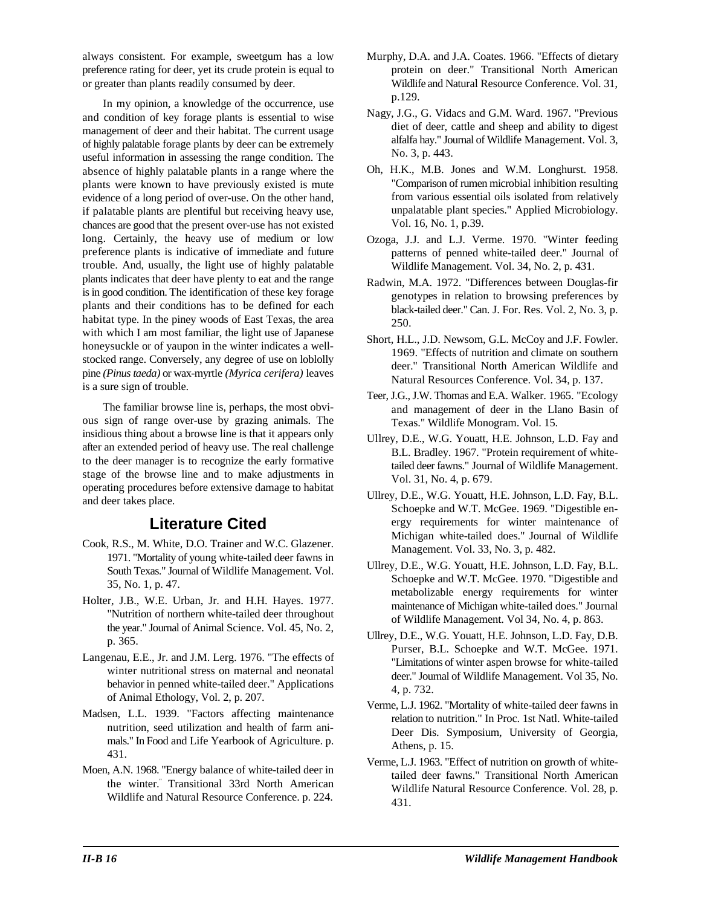always consistent. For example, sweetgum has a low preference rating for deer, yet its crude protein is equal to or greater than plants readily consumed by deer.

In my opinion, a knowledge of the occurrence, use and condition of key forage plants is essential to wise management of deer and their habitat. The current usage of highly palatable forage plants by deer can be extremely useful information in assessing the range condition. The absence of highly palatable plants in a range where the plants were known to have previously existed is mute evidence of a long period of over-use. On the other hand, if palatable plants are plentiful but receiving heavy use, chances are good that the present over-use has not existed long. Certainly, the heavy use of medium or low preference plants is indicative of immediate and future trouble. And, usually, the light use of highly palatable plants indicates that deer have plenty to eat and the range is in good condition. The identification of these key forage plants and their conditions has to be defined for each habitat type. In the piney woods of East Texas, the area with which I am most familiar, the light use of Japanese honeysuckle or of yaupon in the winter indicates a well-stocked range. Conversely, any degree of use on loblolly pine *(Pinus taeda)* or wax-myrtle *(Myrica cerifera)* leaves is a sure sign of trouble.

The familiar browse line is, perhaps, the most obvious sign of range over-use by grazing animals. The insidious thing about a browse line is that it appears only after an extended period of heavy use. The real challenge to the deer manager is to recognize the early formative stage of the browse line and to make adjustments in operating procedures before extensive damage to habitat and deer takes place.

## Literature Cited

Cook, R.S., M. White, D.O. Trainer and W.C. Glazener. 1971. "Mortality of young white-tailed deer fawns in South Texas." Journal of Wildlife Management. Vol. 35, No. 1, p. 47.

Holter, J.B., W.E. Urban, Jr. and H.H. Hayes. 1977. "Nutrition of northern white-tailed deer throughout the year." Journal of Animal Science. Vol. 45, No. 2, p. 365.

Langenau, E.E., Jr. and J.M. Lerg. 1976. "The effects of winter nutritional stress on maternal and neonatal behavior in penned white-tailed deer." Applications of Animal Ethology, Vol. 2, p. 207.

Madsen, L.L. 1939. "Factors affecting maintenance nutrition, seed utilization and health of farm animals." In Food and Life Yearbook of Agriculture. p. 431.

Moen, A.N. 1968. "Energy balance of white-tailed deer in the winter." Transitional 33rd North American Wildlife and Natural Resource Conference. p. 224.

Murphy, D.A. and J.A. Coates. 1966. "Effects of dietary protein on deer." Transitional North American Wildlife and Natural Resource Conference. Vol. 31, p.129.

Nagy, J.G., G. Vidacs and G.M. Ward. 1967. "Previous diet of deer, cattle and sheep and ability to digest alfalfa hay." Journal of Wildlife Management. Vol. 3, No. 3, p. 443.

Oh, H.K., M.B. Jones and W.M. Longhurst. 1958. "Comparison of rumen microbial inhibition resulting from various essential oils isolated from relatively unpalatable plant species." Applied Microbiology. Vol. 16, No. 1, p.39.

Ozoga, J.J. and L.J. Verme. 1970. "Winter feeding patterns of penned white-tailed deer." Journal of Wildlife Management. Vol. 34, No. 2, p. 431.

Radwin, M.A. 1972. "Differences between Douglas-fir genotypes in relation to browsing preferences by black-tailed deer." Can. J. For. Res. Vol. 2, No. 3, p. 250.

Short, H.L., J.D. Newsom, G.L. McCoy and J.F. Fowler. 1969. "Effects of nutrition and climate on southern deer." Transitional North American Wildlife and Natural Resources Conference. Vol. 34, p. 137.

Teer, J.G., J.W. Thomas and E.A. Walker. 1965. "Ecology and management of deer in the Llano Basin of Texas." Wildlife Monogram. Vol. 15.

Ullrey, D.E., W.G. Youatt, H.E. Johnson, L.D. Fay and B.L. Bradley. 1967. "Protein requirement of white-tailed deer fawns." Journal of Wildlife Management. Vol. 31, No. 4, p. 679.

Ullrey, D.E., W.G. Youatt, H.E. Johnson, L.D. Fay, B.L. Schoepke and W.T. McGee. 1969. "Digestible energy requirements for winter maintenance of Michigan white-tailed does." Journal of Wildlife Management. Vol. 33, No. 3, p. 482.

Ullrey, D.E., W.G. Youatt, H.E. Johnson, L.D. Fay, B.L. Schoepke and W.T. McGee. 1970. "Digestible and metabolizable energy requirements for winter maintenance of Michigan white-tailed does." Journal of Wildlife Management. Vol 34, No. 4, p. 863.

Ullrey, D.E., W.G. Youatt, H.E. Johnson, L.D. Fay, D.B. Purser, B.L. Schoepke and W.T. McGee. 1971. "Limitations of winter aspen browse for white-tailed deer." Journal of Wildlife Management. Vol 35, No. 4, p. 732.

Verme, L.J. 1962. "Mortality of white-tailed deer fawns in relation to nutrition." In Proc. 1st Natl. White-tailed Deer Dis. Symposium, University of Georgia, Athens, p. 15.

Verme, L.J. 1963. "Effect of nutrition on growth of white-tailed deer fawns." Transitional North American Wildlife Natural Resource Conference. Vol. 28, p. 431.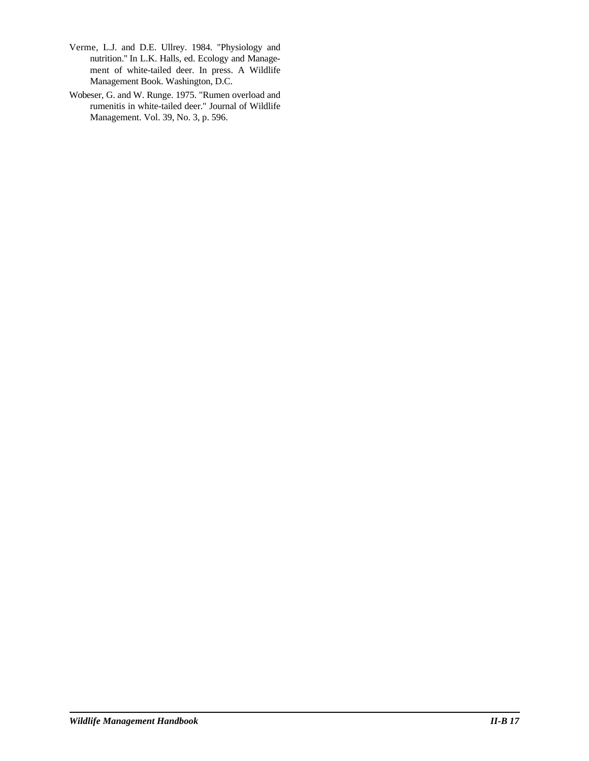Verme, L.J. and D.E. Ullrey. 1984. "Physiology and nutrition." In L.K. Halls, ed. Ecology and Management of white-tailed deer. In press. A Wildlife Management Book. Washington, D.C.

Wobeser, G. and W. Runge. 1975. "Rumen overload and rumenitis in white-tailed deer." Journal of Wildlife Management. Vol. 39, No. 3, p. 596.